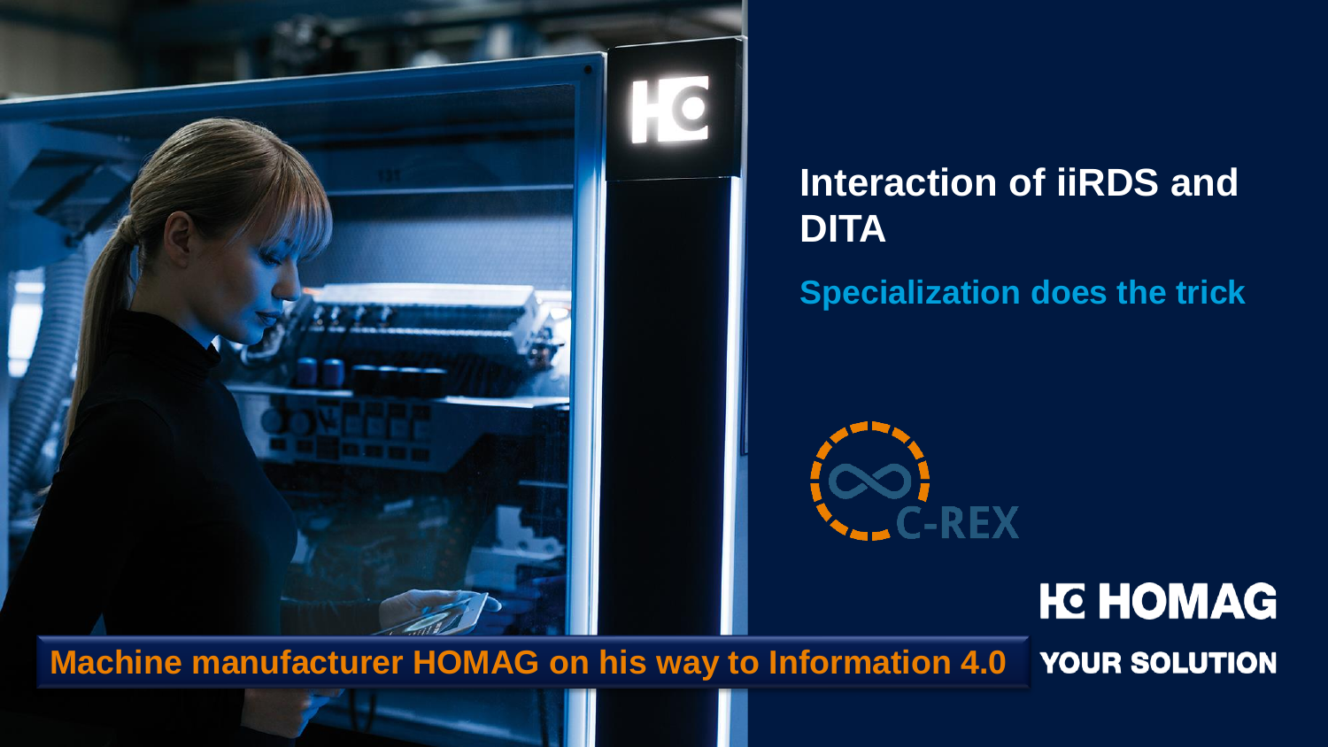# Interaction of iiRDS and DITA

## Specialization does the trick

C-REX

HOMAG

YOUR SOLUTION

**Machine manufacturer HOMAG on his way to Information 4.0**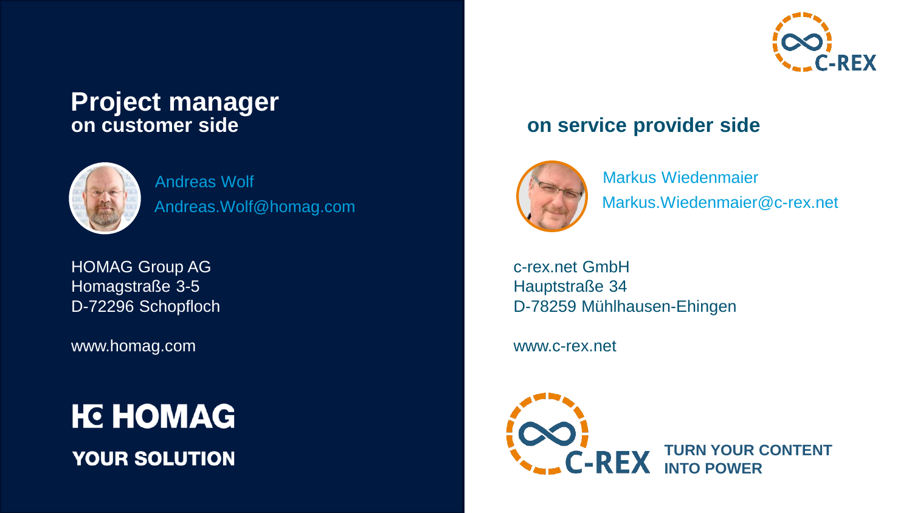# Project manager

## on customer side

Andreas Wolf
Andreas.Wolf@homag.com

HOMAG Group AG
Homagstraße 3-5
D-72296 Schopfloch

www.homag.com

HOMAG
YOUR SOLUTION

## on service provider side

Markus Wiedenmaier
Markus.Wiedenmaier@c-rex.net

c-rex.net GmbH
Hauptstraße 34
D-78259 Mühlhausen-Ehingen

www.c-rex.net

C-REX
TURN YOUR CONTENT INTO POWER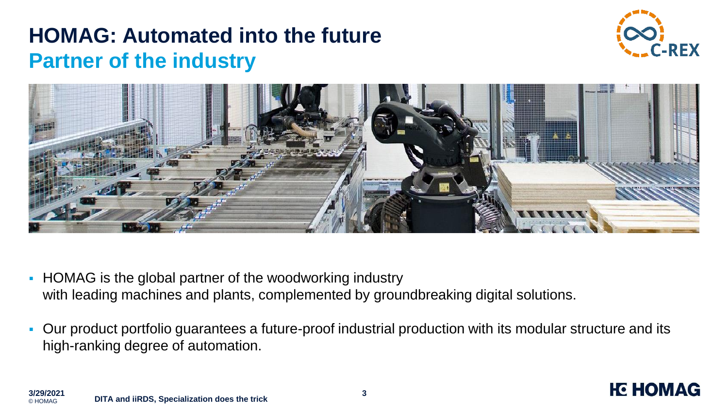# HOMAG: Automated into the future

## Partner of the industry

- HOMAG is the global partner of the woodworking industry with leading machines and plants, complemented by groundbreaking digital solutions.
- Our product portfolio guarantees a future-proof industrial production with its modular structure and its high-ranking degree of automation.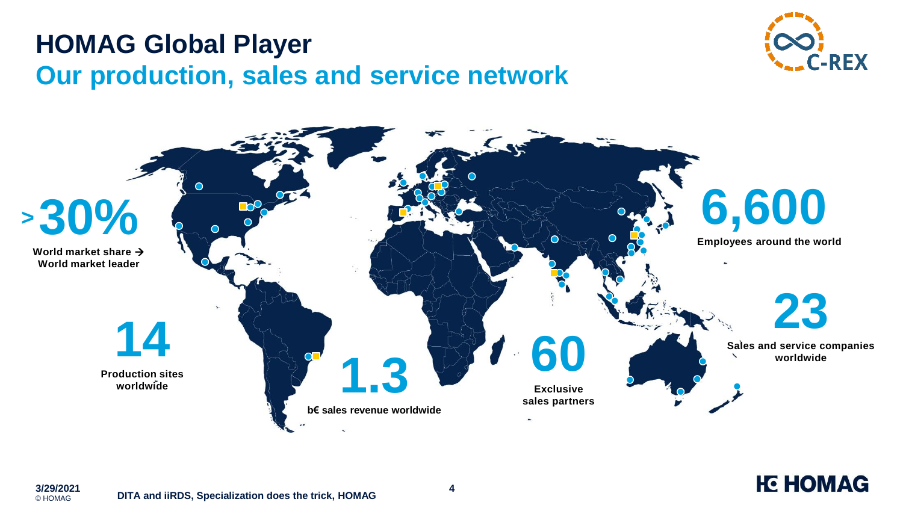# HOMAG Global Player

## Our production, sales and service network

**>30%**

**World market share → World market leader**

**14**

**Production sites worldwide**

**1.3**

**b€ sales revenue worldwide**

**60**

**Exclusive sales partners**

**6,600**

**Employees around the world**

**23**

**Sales and service companies worldwide**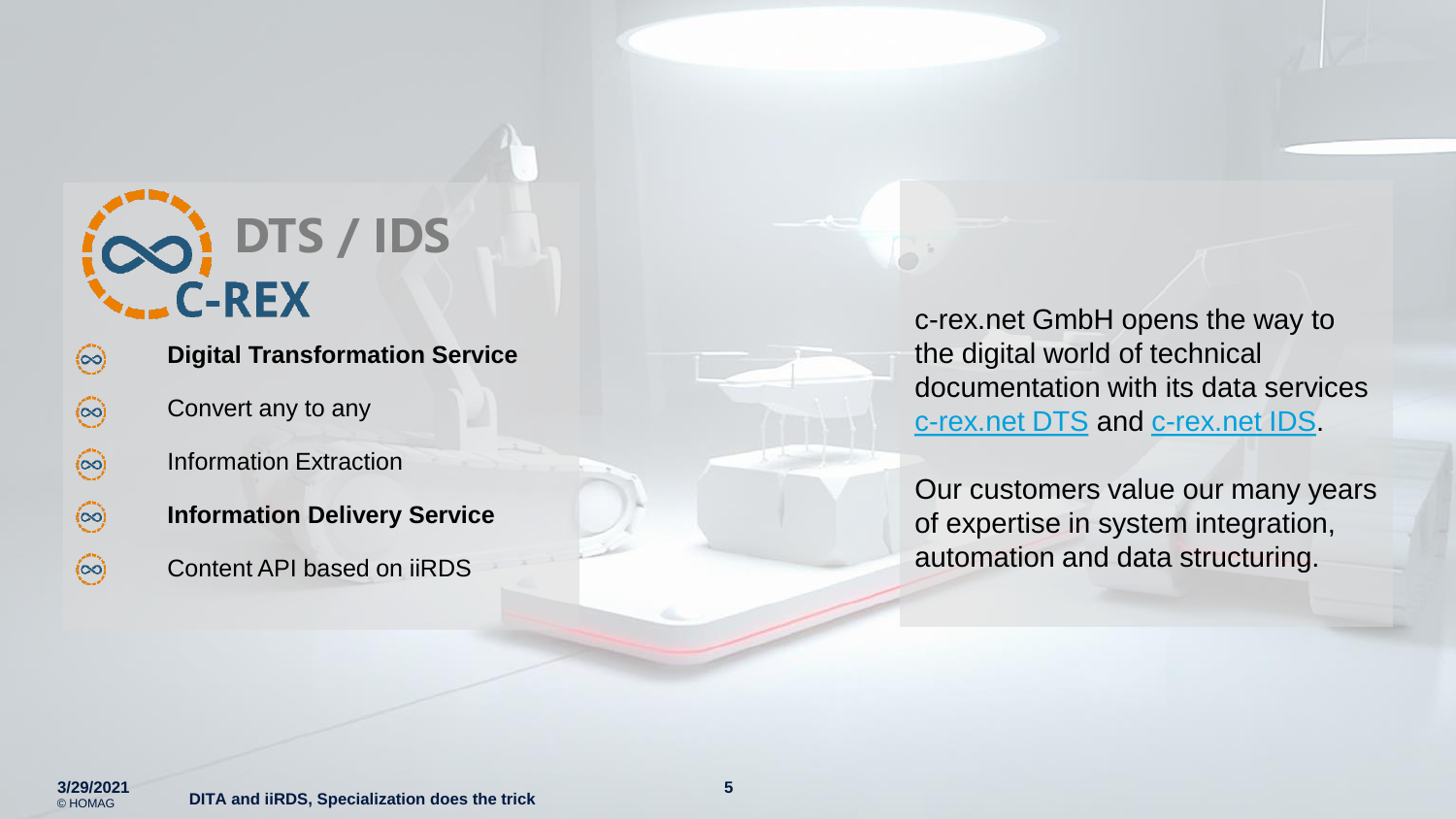# DTS / IDS

C-REX

- **Digital Transformation Service**
- Convert any to any
- Information Extraction
- **Information Delivery Service**
- Content API based on iiRDS

c-rex.net GmbH opens the way to the digital world of technical documentation with its data services c-rex.net DTS and c-rex.net IDS.

Our customers value our many years of expertise in system integration, automation and data structuring.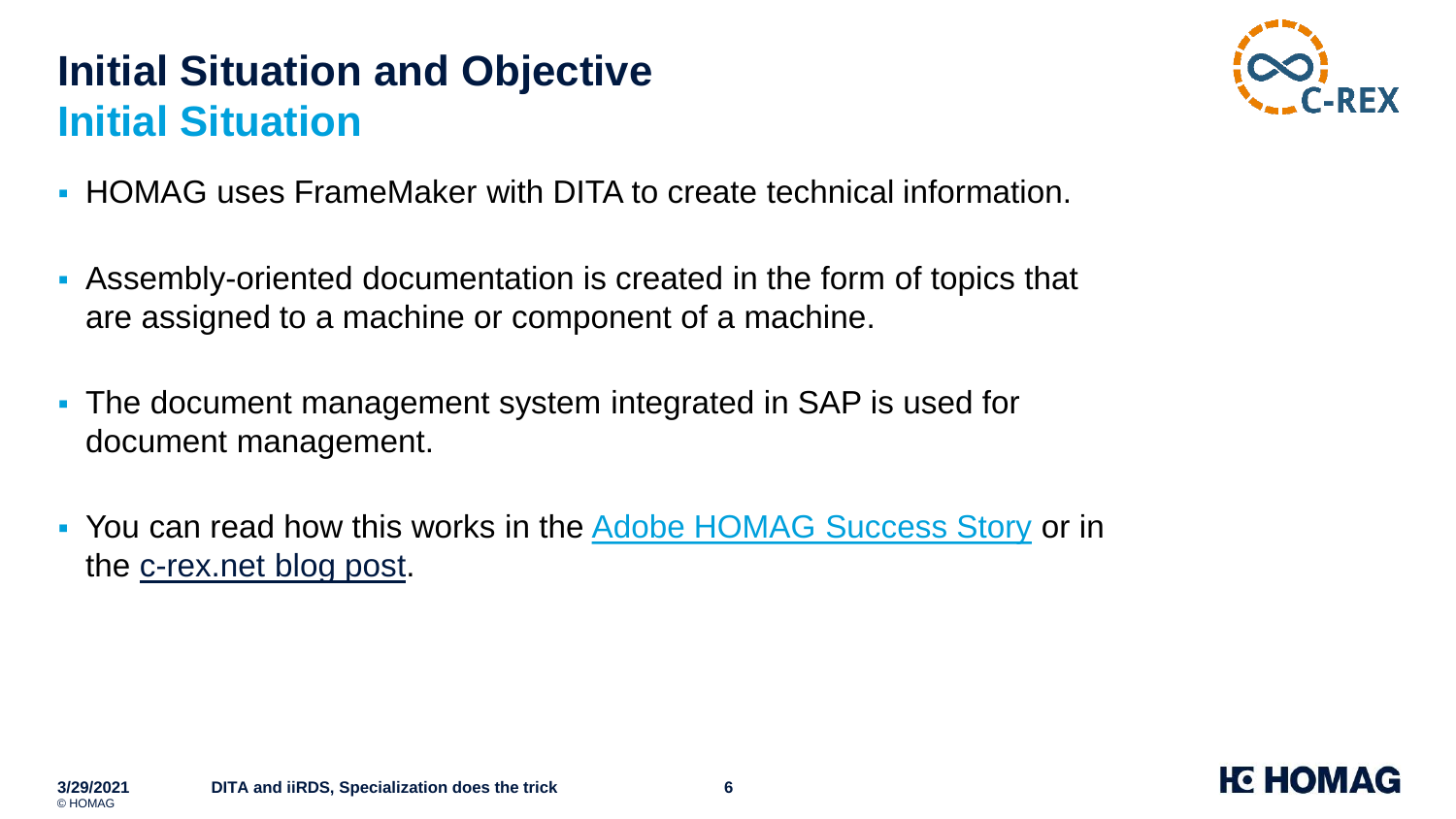# Initial Situation and Objective

## Initial Situation

- HOMAG uses FrameMaker with DITA to create technical information.
- Assembly-oriented documentation is created in the form of topics that are assigned to a machine or component of a machine.
- The document management system integrated in SAP is used for document management.
- You can read how this works in the Adobe HOMAG Success Story or in the c-rex.net blog post.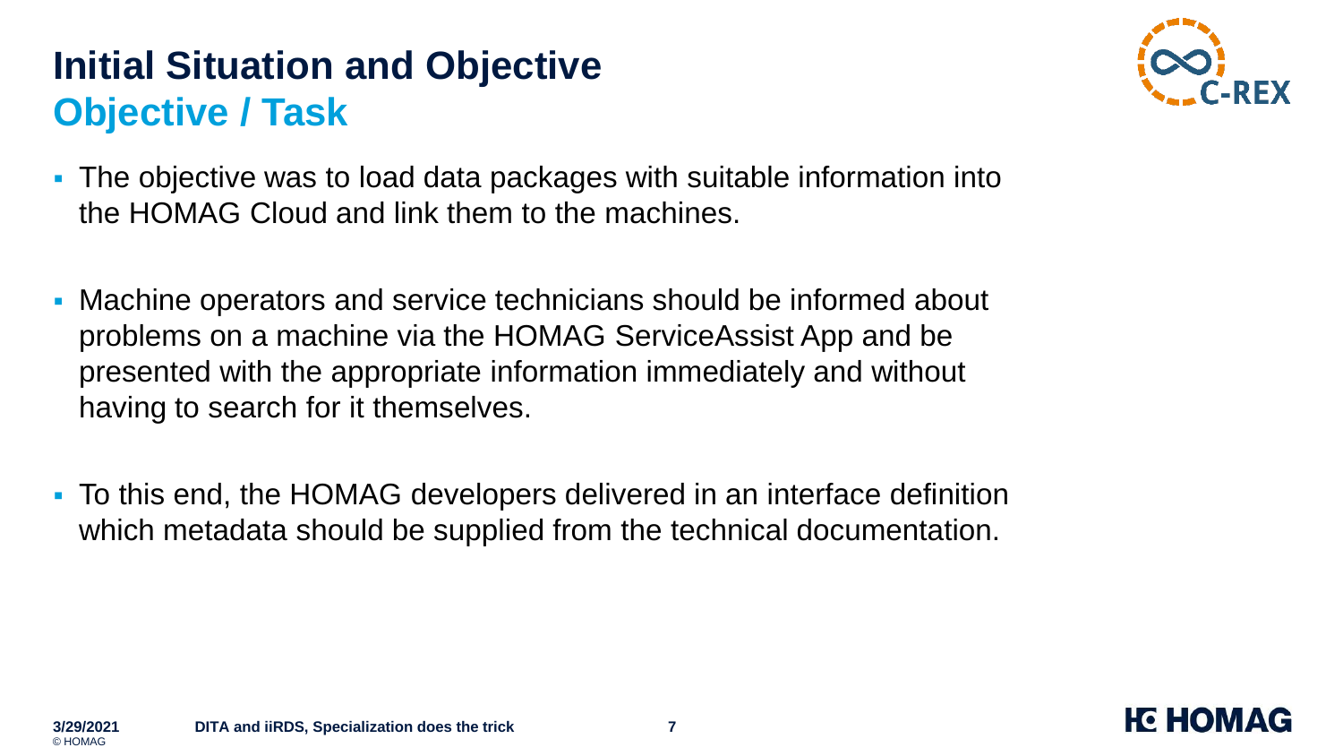# Initial Situation and Objective
## Objective / Task

- The objective was to load data packages with suitable information into the HOMAG Cloud and link them to the machines.
- Machine operators and service technicians should be informed about problems on a machine via the HOMAG ServiceAssist App and be presented with the appropriate information immediately and without having to search for it themselves.
- To this end, the HOMAG developers delivered in an interface definition which metadata should be supplied from the technical documentation.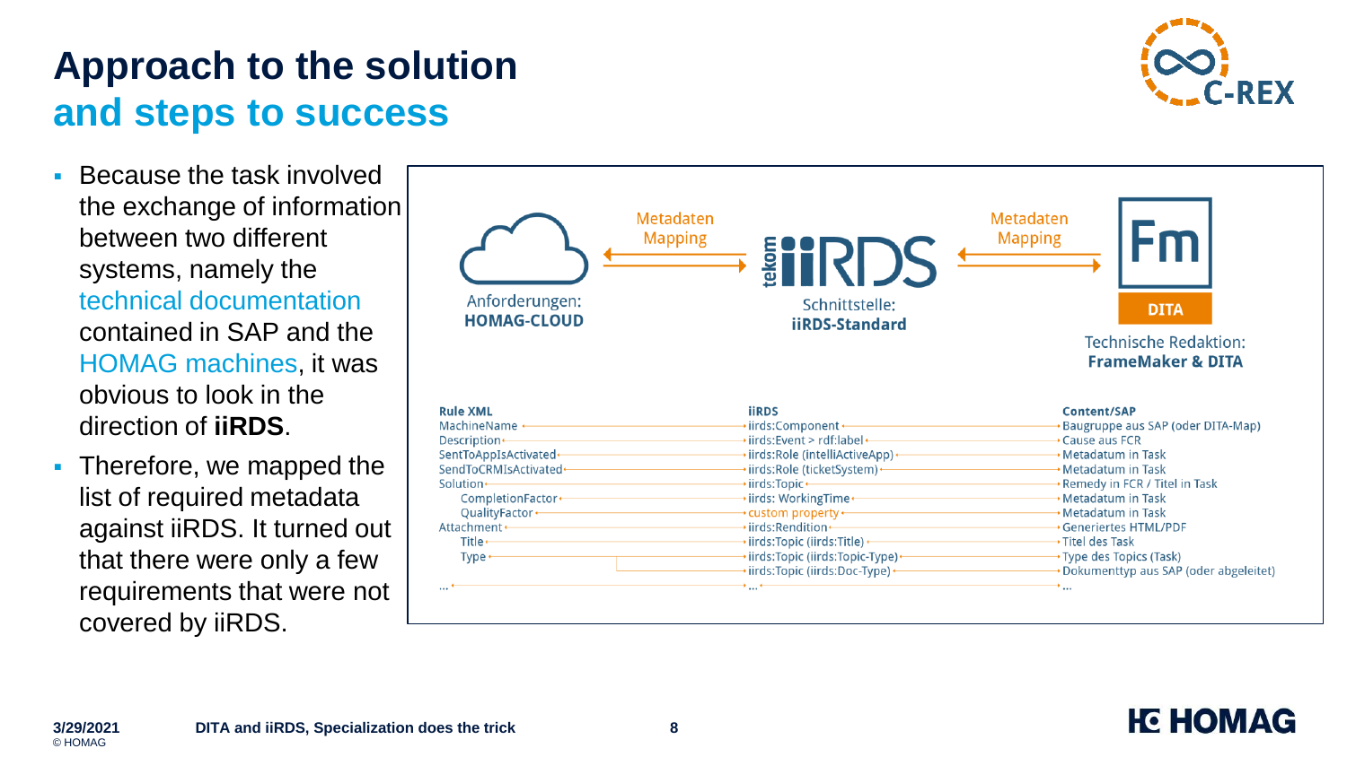# Approach to the solution
## and steps to success

- Because the task involved the exchange of information between two different systems, namely the technical documentation contained in SAP and the HOMAG machines, it was obvious to look in the direction of **iiRDS**.
- Therefore, we mapped the list of required metadata against iiRDS. It turned out that there were only a few requirements that were not covered by iiRDS.

Anforderungen: **HOMAG-CLOUD** ⟷ Metadaten Mapping ⟷ Schnittstelle: **iiRDS-Standard** ⟷ Metadaten Mapping ⟷ Technische Redaktion: **FrameMaker & DITA**

| Rule XML | iiRDS | Content/SAP |
|---|---|---|
| MachineName | iirds:Component | Baugruppe aus SAP (oder DITA-Map) |
| Description | iirds:Event > rdf:label | Cause aus FCR |
| SentToAppIsActivated | iirds:Role (intelliActiveApp) | Metadatum in Task |
| SendToCRMIsActivated | iirds:Role (ticketSystem) | Metadatum in Task |
| Solution | iirds:Topic | Remedy in FCR / Titel in Task |
| CompletionFactor | iirds: WorkingTime | Metadatum in Task |
| QualityFactor | custom property | Metadatum in Task |
| Attachment | iirds:Rendition | Generiertes HTML/PDF |
| Title | iirds:Topic (iirds:Title) | Titel des Task |
| Type | iirds:Topic (iirds:Topic-Type) | Type des Topics (Task) |
| | iirds:Topic (iirds:Doc-Type) | Dokumenttyp aus SAP (oder abgeleitet) |
| ... | ... | ... |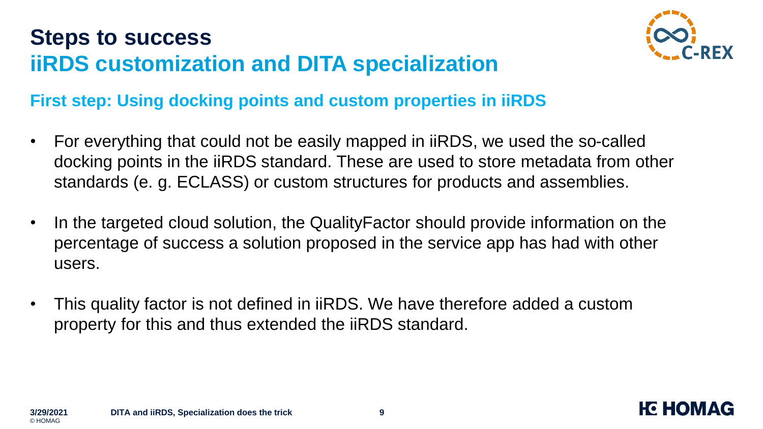# Steps to success

## iiRDS customization and DITA specialization

### First step: Using docking points and custom properties in iiRDS

- For everything that could not be easily mapped in iiRDS, we used the so-called docking points in the iiRDS standard. These are used to store metadata from other standards (e. g. ECLASS) or custom structures for products and assemblies.
- In the targeted cloud solution, the QualityFactor should provide information on the percentage of success a solution proposed in the service app has had with other users.
- This quality factor is not defined in iiRDS. We have therefore added a custom property for this and thus extended the iiRDS standard.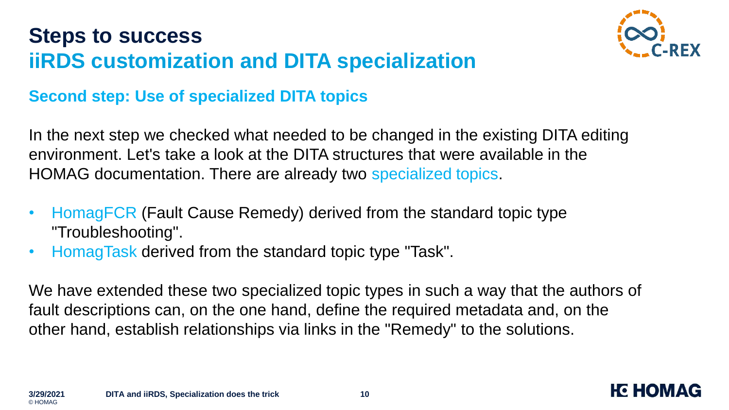# Steps to success

## iiRDS customization and DITA specialization

### Second step: Use of specialized DITA topics

In the next step we checked what needed to be changed in the existing DITA editing environment. Let's take a look at the DITA structures that were available in the HOMAG documentation. There are already two specialized topics.

- HomagFCR (Fault Cause Remedy) derived from the standard topic type "Troubleshooting".
- HomagTask derived from the standard topic type "Task".

We have extended these two specialized topic types in such a way that the authors of fault descriptions can, on the one hand, define the required metadata and, on the other hand, establish relationships via links in the "Remedy" to the solutions.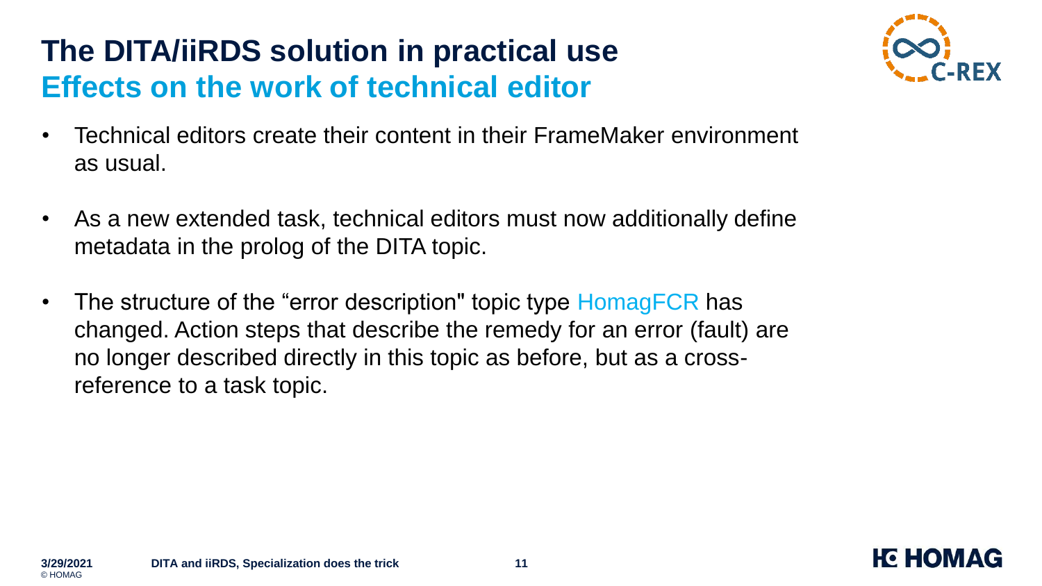# The DITA/iiRDS solution in practical use

## Effects on the work of technical editor

- Technical editors create their content in their FrameMaker environment as usual.
- As a new extended task, technical editors must now additionally define metadata in the prolog of the DITA topic.
- The structure of the “error description" topic type HomagFCR has changed. Action steps that describe the remedy for an error (fault) are no longer described directly in this topic as before, but as a cross-reference to a task topic.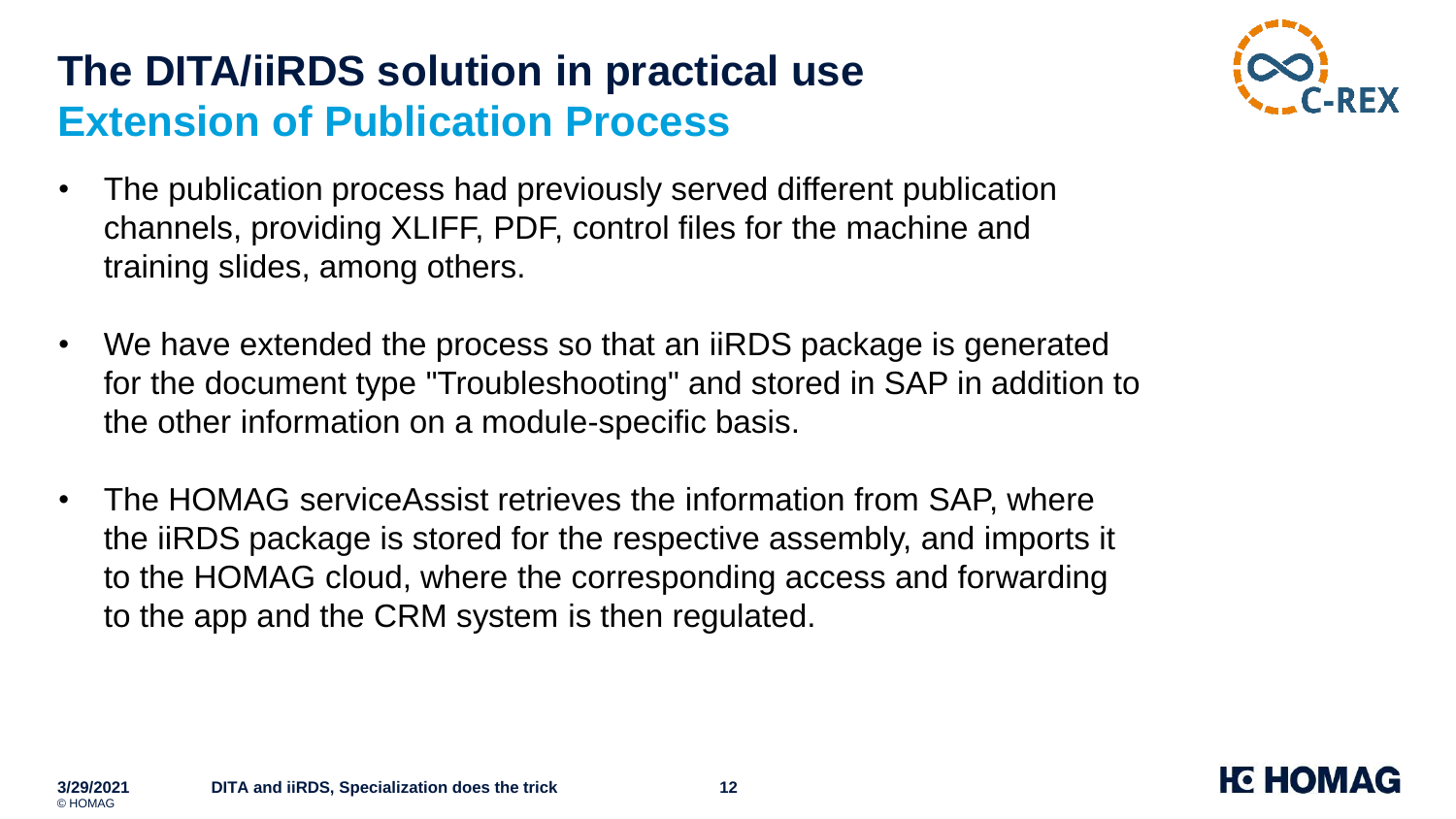# The DITA/iiRDS solution in practical use

## Extension of Publication Process

- The publication process had previously served different publication channels, providing XLIFF, PDF, control files for the machine and training slides, among others.
- We have extended the process so that an iiRDS package is generated for the document type "Troubleshooting" and stored in SAP in addition to the other information on a module-specific basis.
- The HOMAG serviceAssist retrieves the information from SAP, where the iiRDS package is stored for the respective assembly, and imports it to the HOMAG cloud, where the corresponding access and forwarding to the app and the CRM system is then regulated.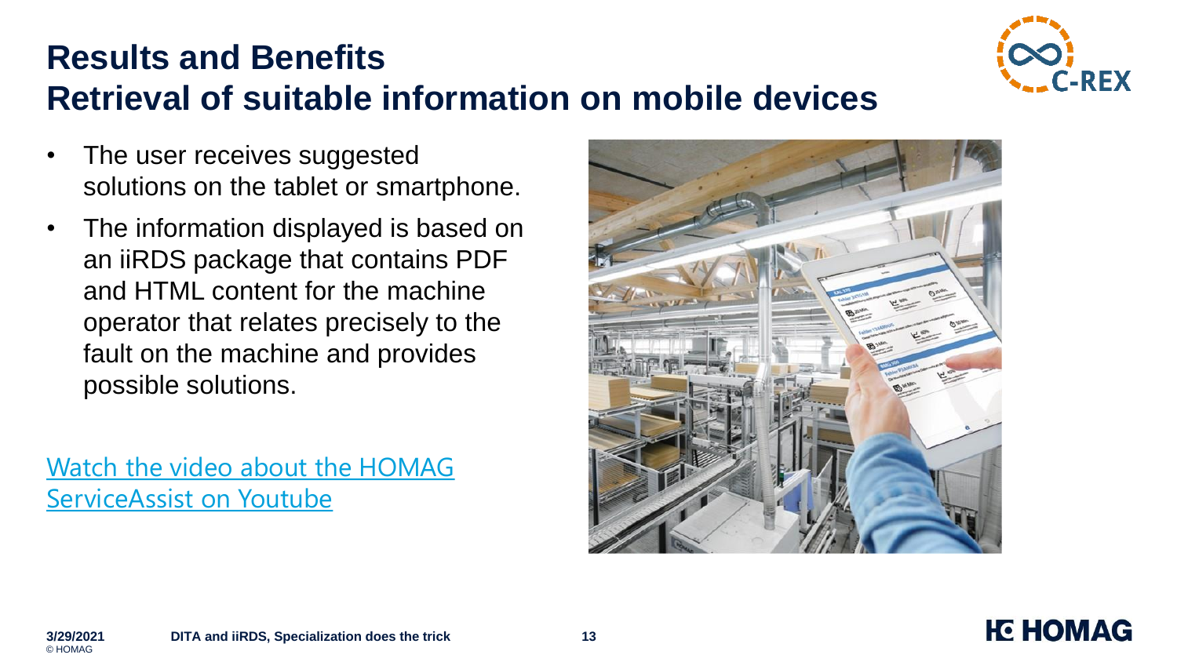# Results and Benefits
## Retrieval of suitable information on mobile devices

- The user receives suggested solutions on the tablet or smartphone.
- The information displayed is based on an iiRDS package that contains PDF and HTML content for the machine operator that relates precisely to the fault on the machine and provides possible solutions.

Watch the video about the HOMAG ServiceAssist on Youtube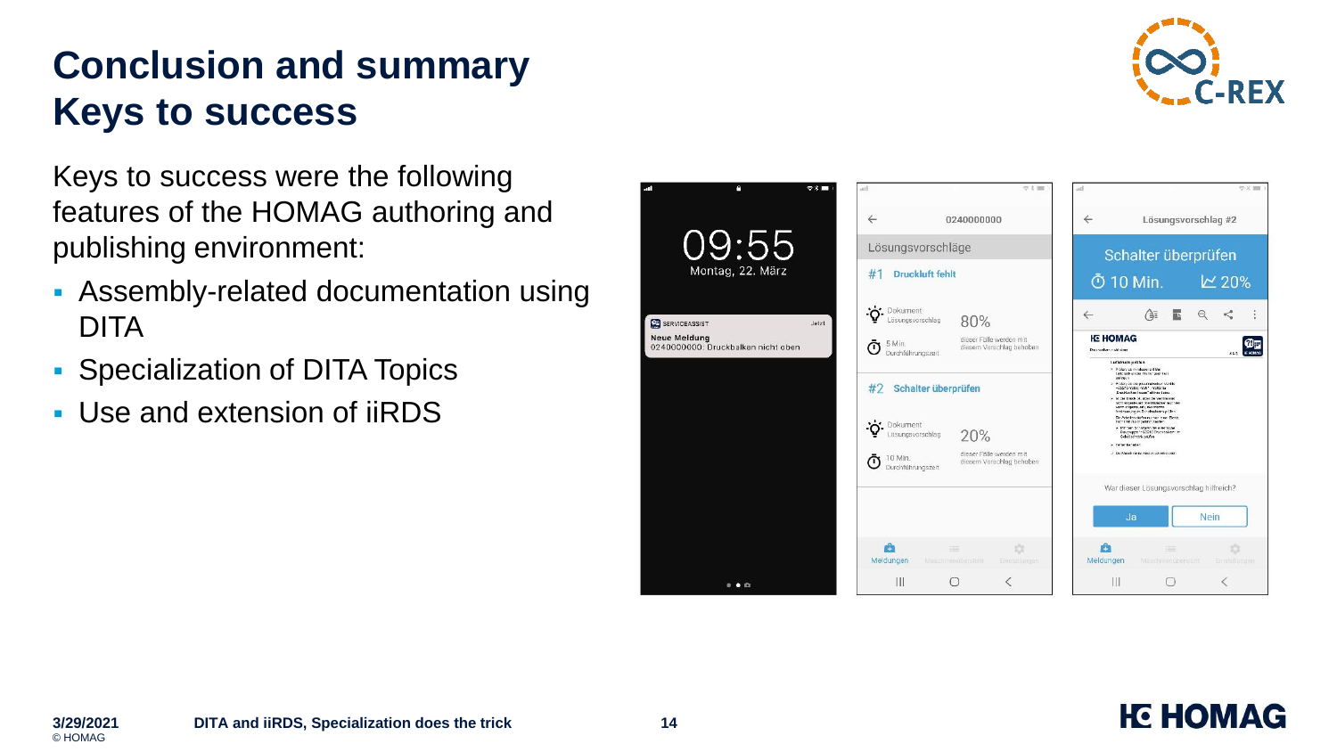# Conclusion and summary
## Keys to success

Keys to success were the following features of the HOMAG authoring and publishing environment:

- Assembly-related documentation using DITA
- Specialization of DITA Topics
- Use and extension of iiRDS